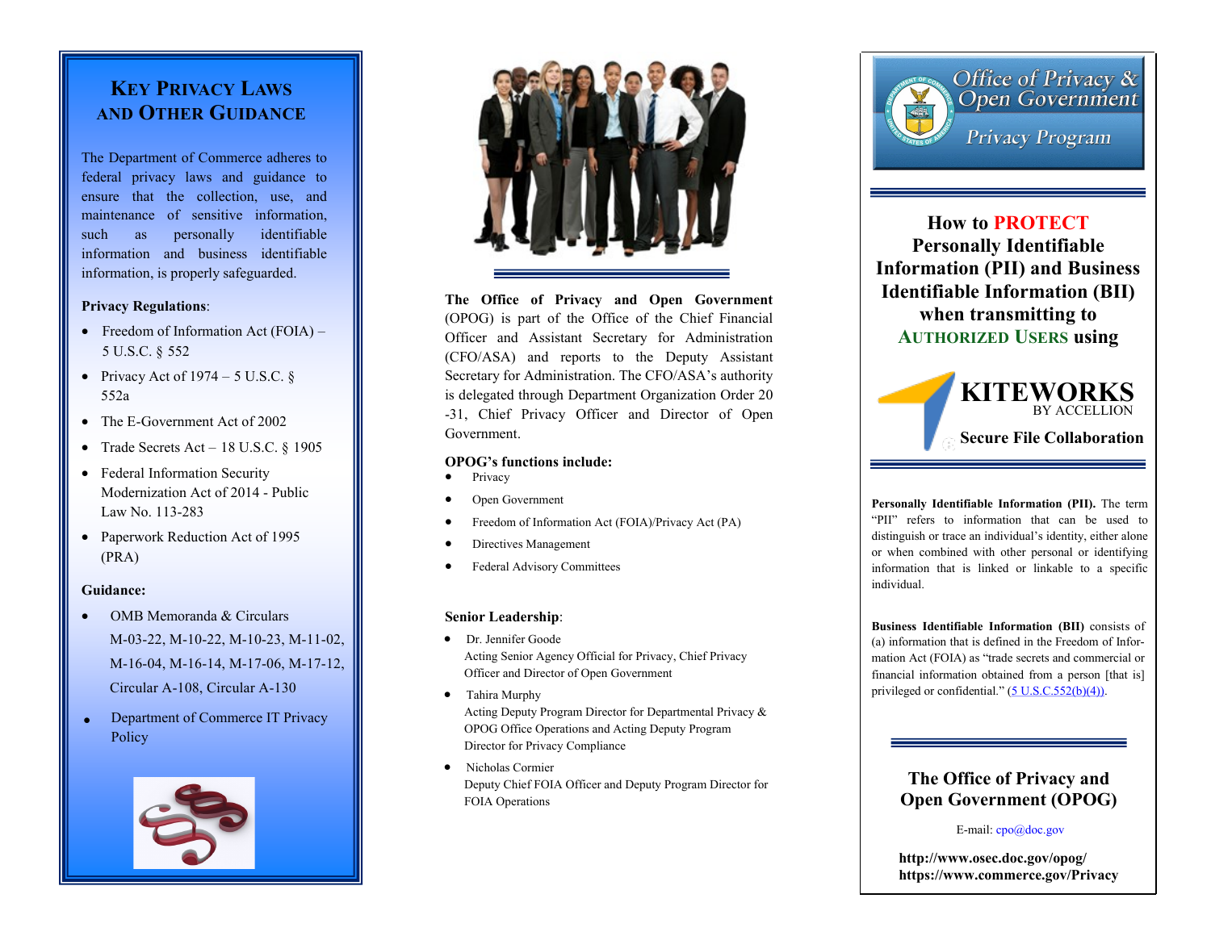## Key Privacy Laws and Other Guidance

The Department of Commerce adheres to federal privacy laws and guidance to ensure that the collection, use, and maintenance of sensitive information, such as personally identifiable information and business identifiable information, is properly safeguarded.

**Privacy Regulations**:

- Freedom of Information Act (FOIA) – 5 U.S.C. § 552
- Privacy Act of 1974 – 5 U.S.C. § 552a
- The E-Government Act of 2002
- Trade Secrets Act – 18 U.S.C. § 1905
- Federal Information Security Modernization Act of 2014 - Public Law No. 113-283
- Paperwork Reduction Act of 1995 (PRA)

**Guidance:**

- OMB Memoranda & Circulars M-03-22, M-10-22, M-10-23, M-11-02, M-16-04, M-16-14, M-17-06, M-17-12, Circular A-108, Circular A-130
- Department of Commerce IT Privacy Policy

**The Office of Privacy and Open Government** (OPOG) is part of the Office of the Chief Financial Officer and Assistant Secretary for Administration (CFO/ASA) and reports to the Deputy Assistant Secretary for Administration. The CFO/ASA's authority is delegated through Department Organization Order 20-31, Chief Privacy Officer and Director of Open Government.

**OPOG's functions include:**

- Privacy
- Open Government
- Freedom of Information Act (FOIA)/Privacy Act (PA)
- Directives Management
- Federal Advisory Committees

**Senior Leadership**:

- Dr. Jennifer Goode
  Acting Senior Agency Official for Privacy, Chief Privacy Officer and Director of Open Government
- Tahira Murphy
  Acting Deputy Program Director for Departmental Privacy & OPOG Office Operations and Acting Deputy Program Director for Privacy Compliance
- Nicholas Cormier
  Deputy Chief FOIA Officer and Deputy Program Director for FOIA Operations

# Office of Privacy & Open Government
## Privacy Program

## How to PROTECT Personally Identifiable Information (PII) and Business Identifiable Information (BII) when transmitting to Authorized Users using

**KITEWORKS**
BY ACCELLION
**Secure File Collaboration**

**Personally Identifiable Information (PII).** The term "PII" refers to information that can be used to distinguish or trace an individual's identity, either alone or when combined with other personal or identifying information that is linked or linkable to a specific individual.

**Business Identifiable Information (BII)** consists of (a) information that is defined in the Freedom of Information Act (FOIA) as "trade secrets and commercial or financial information obtained from a person [that is] privileged or confidential." (5 U.S.C.552(b)(4)).

### The Office of Privacy and Open Government (OPOG)

E-mail: cpo@doc.gov

**http://www.osec.doc.gov/opog/**
**https://www.commerce.gov/Privacy**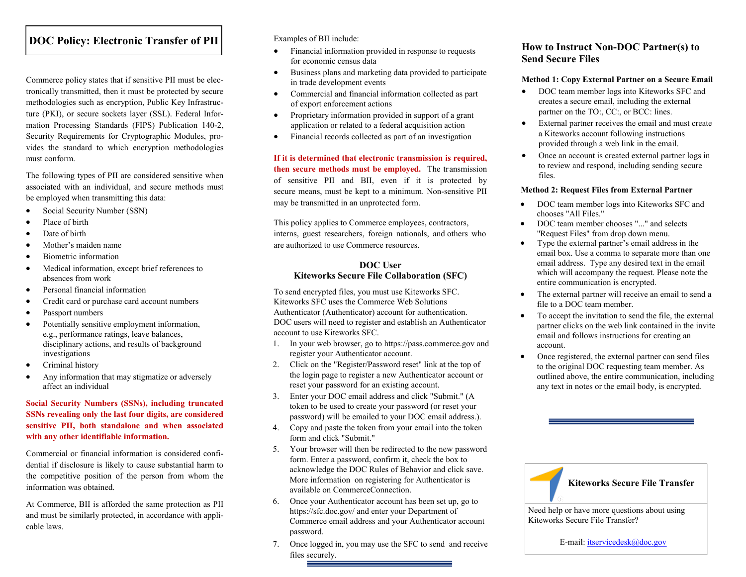# DOC Policy: Electronic Transfer of PII

Commerce policy states that if sensitive PII must be electronically transmitted, then it must be protected by secure methodologies such as encryption, Public Key Infrastructure (PKI), or secure sockets layer (SSL). Federal Information Processing Standards (FIPS) Publication 140-2, Security Requirements for Cryptographic Modules, provides the standard to which encryption methodologies must conform.

The following types of PII are considered sensitive when associated with an individual, and secure methods must be employed when transmitting this data:

- Social Security Number (SSN)
- Place of birth
- Date of birth
- Mother's maiden name
- Biometric information
- Medical information, except brief references to absences from work
- Personal financial information
- Credit card or purchase card account numbers
- Passport numbers
- Potentially sensitive employment information, e.g., performance ratings, leave balances, disciplinary actions, and results of background investigations
- Criminal history
- Any information that may stigmatize or adversely affect an individual

**Social Security Numbers (SSNs), including truncated SSNs revealing only the last four digits, are considered sensitive PII, both standalone and when associated with any other identifiable information.**

Commercial or financial information is considered confidential if disclosure is likely to cause substantial harm to the competitive position of the person from whom the information was obtained.

At Commerce, BII is afforded the same protection as PII and must be similarly protected, in accordance with applicable laws.

Examples of BII include:

- Financial information provided in response to requests for economic census data
- Business plans and marketing data provided to participate in trade development events
- Commercial and financial information collected as part of export enforcement actions
- Proprietary information provided in support of a grant application or related to a federal acquisition action
- Financial records collected as part of an investigation

**If it is determined that electronic transmission is required, then secure methods must be employed.** The transmission of sensitive PII and BII, even if it is protected by secure means, must be kept to a minimum. Non-sensitive PII may be transmitted in an unprotected form.

This policy applies to Commerce employees, contractors, interns, guest researchers, foreign nationals, and others who are authorized to use Commerce resources.

## DOC User Kiteworks Secure File Collaboration (SFC)

To send encrypted files, you must use Kiteworks SFC. Kiteworks SFC uses the Commerce Web Solutions Authenticator (Authenticator) account for authentication. DOC users will need to register and establish an Authenticator account to use Kiteworks SFC.

1. In your web browser, go to https://pass.commerce.gov and register your Authenticator account.
2. Click on the "Register/Password reset" link at the top of the login page to register a new Authenticator account or reset your password for an existing account.
3. Enter your DOC email address and click "Submit." (A token to be used to create your password (or reset your password) will be emailed to your DOC email address.).
4. Copy and paste the token from your email into the token form and click "Submit."
5. Your browser will then be redirected to the new password form. Enter a password, confirm it, check the box to acknowledge the DOC Rules of Behavior and click save. More information on registering for Authenticator is available on CommerceConnection.
6. Once your Authenticator account has been set up, go to https://sfc.doc.gov/ and enter your Department of Commerce email address and your Authenticator account password.
7. Once logged in, you may use the SFC to send and receive files securely.

## How to Instruct Non-DOC Partner(s) to Send Secure Files

### Method 1: Copy External Partner on a Secure Email

- DOC team member logs into Kiteworks SFC and creates a secure email, including the external partner on the TO:, CC:, or BCC: lines.
- External partner receives the email and must create a Kiteworks account following instructions provided through a web link in the email.
- Once an account is created external partner logs in to review and respond, including sending secure files.

### Method 2: Request Files from External Partner

- DOC team member logs into Kiteworks SFC and chooses "All Files."
- DOC team member chooses "..." and selects "Request Files" from drop down menu.
- Type the external partner's email address in the email box. Use a comma to separate more than one email address. Type any desired text in the email which will accompany the request. Please note the entire communication is encrypted.
- The external partner will receive an email to send a file to a DOC team member.
- To accept the invitation to send the file, the external partner clicks on the web link contained in the invite email and follows instructions for creating an account.
- Once registered, the external partner can send files to the original DOC requesting team member. As outlined above, the entire communication, including any text in notes or the email body, is encrypted.

**Kiteworks Secure File Transfer**

Need help or have more questions about using Kiteworks Secure File Transfer?

E-mail: itservicedesk@doc.gov